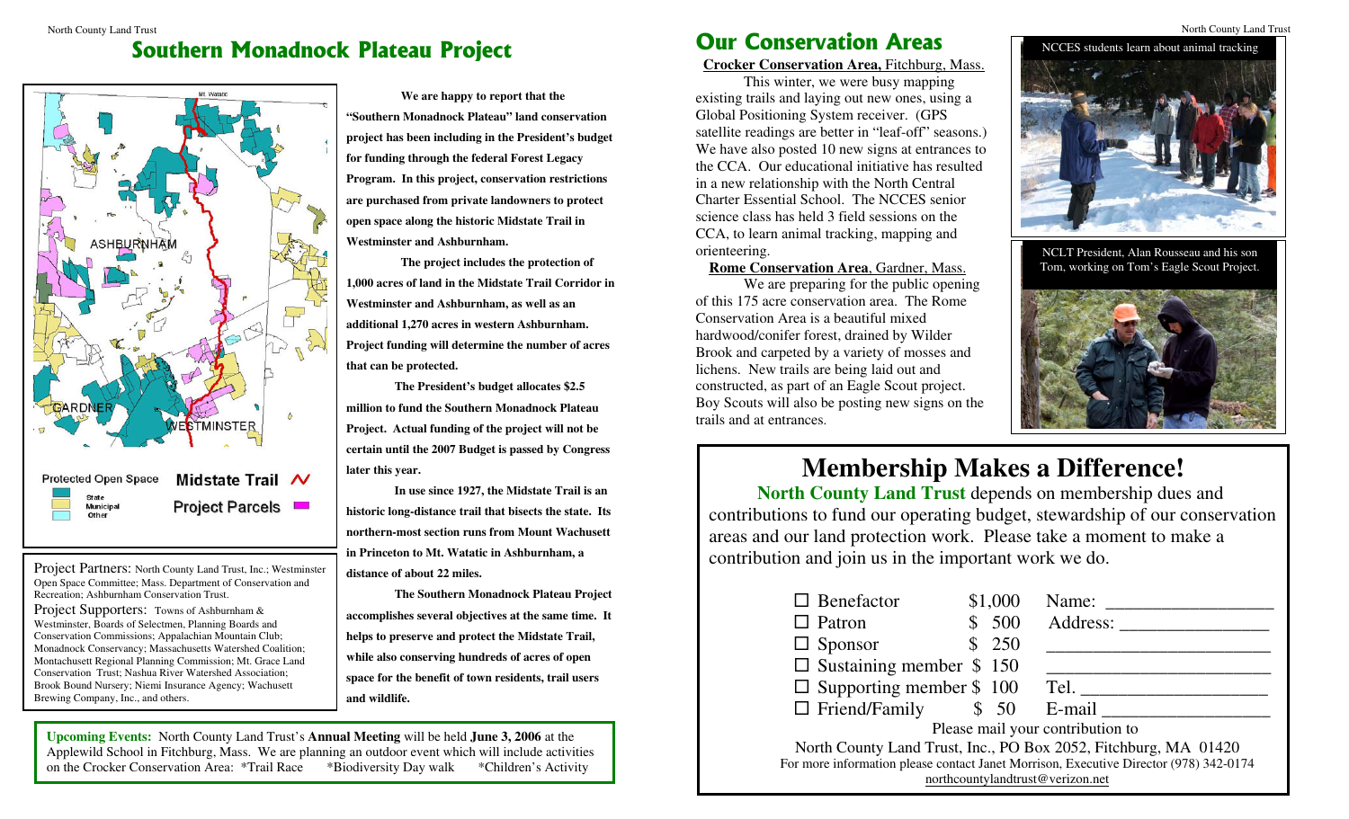# Southern Monadnock Plateau Project

Mt. Watatic

ASHBURNHAM

GARDNER

WESTMINSTER

Protected Open Space: State, Municipal, Other

Midstate Trail

Project Parcels

Project Partners: North County Land Trust, Inc.; Westminster Open Space Committee; Mass. Department of Conservation and Recreation; Ashburnham Conservation Trust.

Project Supporters: Towns of Ashburnham & Westminster, Boards of Selectmen, Planning Boards and Conservation Commissions; Appalachian Mountain Club; Monadnock Conservancy; Massachusetts Watershed Coalition; Montachusett Regional Planning Commission; Mt. Grace Land Conservation Trust; Nashua River Watershed Association; Brook Bound Nursery; Niemi Insurance Agency; Wachusett Brewing Company, Inc., and others.

**We are happy to report that the "Southern Monadnock Plateau" land conservation project has been including in the President's budget for funding through the federal Forest Legacy Program. In this project, conservation restrictions are purchased from private landowners to protect open space along the historic Midstate Trail in Westminster and Ashburnham.**

**The project includes the protection of 1,000 acres of land in the Midstate Trail Corridor in Westminster and Ashburnham, as well as an additional 1,270 acres in western Ashburnham. Project funding will determine the number of acres that can be protected.**

**The President's budget allocates $2.5 million to fund the Southern Monadnock Plateau Project. Actual funding of the project will not be certain until the 2007 Budget is passed by Congress later this year.**

**In use since 1927, the Midstate Trail is an historic long-distance trail that bisects the state. Its northern-most section runs from Mount Wachusett in Princeton to Mt. Watatic in Ashburnham, a distance of about 22 miles.**

**The Southern Monadnock Plateau Project accomplishes several objectives at the same time. It helps to preserve and protect the Midstate Trail, while also conserving hundreds of acres of open space for the benefit of town residents, trail users and wildlife.**

**Upcoming Events:** North County Land Trust's **Annual Meeting** will be held **June 3, 2006** at the Applewild School in Fitchburg, Mass. We are planning an outdoor event which will include activities on the Crocker Conservation Area: *Trail Race *Biodiversity Day walk *Children's Activity

# Our Conservation Areas

**Crocker Conservation Area,** Fitchburg, Mass.

This winter, we were busy mapping existing trails and laying out new ones, using a Global Positioning System receiver. (GPS satellite readings are better in "leaf-off" seasons.) We have also posted 10 new signs at entrances to the CCA. Our educational initiative has resulted in a new relationship with the North Central Charter Essential School. The NCCES senior science class has held 3 field sessions on the CCA, to learn animal tracking, mapping and orienteering.

**Rome Conservation Area**, Gardner, Mass.

We are preparing for the public opening of this 175 acre conservation area. The Rome Conservation Area is a beautiful mixed hardwood/conifer forest, drained by Wilder Brook and carpeted by a variety of mosses and lichens. New trails are being laid out and constructed, as part of an Eagle Scout project. Boy Scouts will also be posting new signs on the trails and at entrances.

NCCES students learn about animal tracking

NCLT President, Alan Rousseau and his son Tom, working on Tom's Eagle Scout Project.

# Membership Makes a Difference!

**North County Land Trust** depends on membership dues and contributions to fund our operating budget, stewardship of our conservation areas and our land protection work. Please take a moment to make a contribution and join us in the important work we do.

- ☐ Benefactor $1,000
- ☐ Patron $ 500
- ☐ Sponsor $ 250
- ☐ Sustaining member $ 150
- ☐ Supporting member $ 100
- ☐ Friend/Family $ 50

Name: ________________

Address: ________________

________________

________________

Tel. ________________

E-mail ________________

Please mail your contribution to

North County Land Trust, Inc., PO Box 2052, Fitchburg, MA 01420

For more information please contact Janet Morrison, Executive Director (978) 342-0174

northcountylandtrust@verizon.net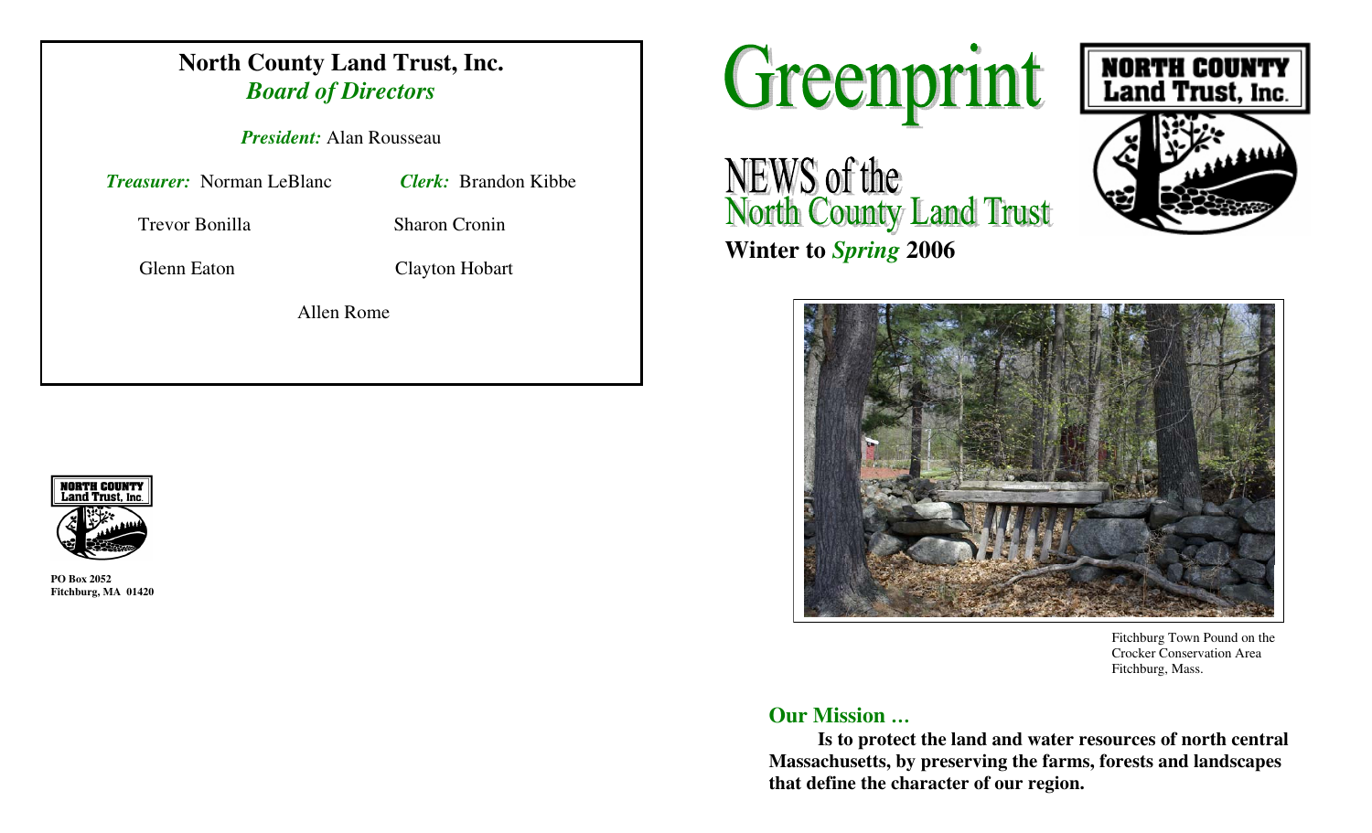## North County Land Trust, Inc.

### *Board of Directors*

***President:*** Alan Rousseau

***Treasurer:*** Norman LeBlanc

***Clerk:*** Brandon Kibbe

Trevor Bonilla

Sharon Cronin

Glenn Eaton

Clayton Hobart

Allen Rome

NORTH COUNTY Land Trust, Inc.

**PO Box 2052**
**Fitchburg, MA 01420**

# Greenprint

## NEWS of the North County Land Trust

**Winter to *Spring* 2006**

NORTH COUNTY Land Trust, Inc.

Fitchburg Town Pound on the Crocker Conservation Area Fitchburg, Mass.

### Our Mission …

**Is to protect the land and water resources of north central Massachusetts, by preserving the farms, forests and landscapes that define the character of our region.**